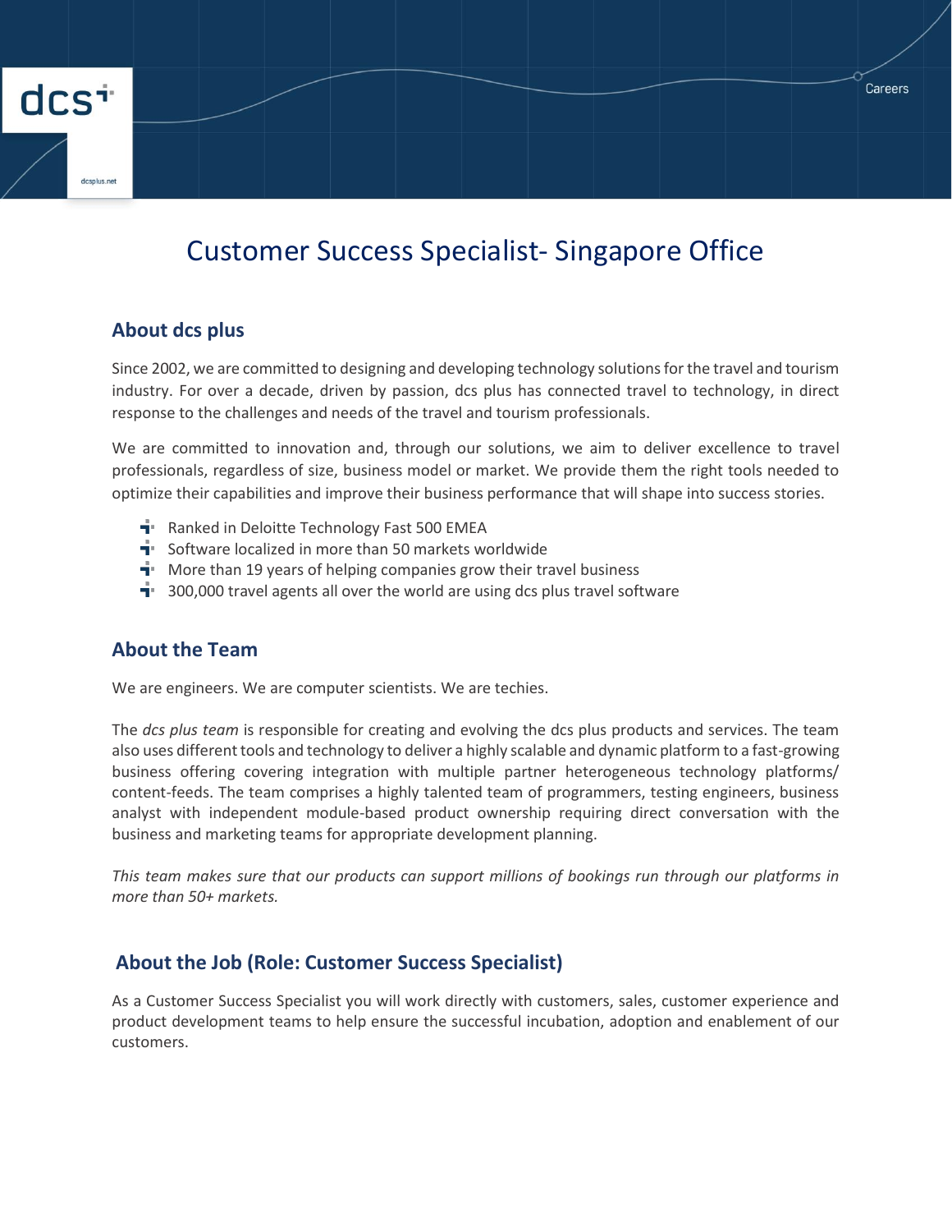# Customer Success Specialist- Singapore Office

## About dcs plus

Since 2002, we are committed to designing and developing technology solutions for the travel and tourism industry. For over a decade, driven by passion, dcs plus has connected travel to technology, in direct response to the challenges and needs of the travel and tourism professionals.

We are committed to innovation and, through our solutions, we aim to deliver excellence to travel professionals, regardless of size, business model or market. We provide them the right tools needed to optimize their capabilities and improve their business performance that will shape into success stories.

- Ranked in Deloitte Technology Fast 500 EMEA
- Software localized in more than 50 markets worldwide
- More than 19 years of helping companies grow their travel business
- 300,000 travel agents all over the world are using dcs plus travel software

## About the Team

We are engineers. We are computer scientists. We are techies.

The *dcs plus team* is responsible for creating and evolving the dcs plus products and services. The team also uses different tools and technology to deliver a highly scalable and dynamic platform to a fast-growing business offering covering integration with multiple partner heterogeneous technology platforms/ content-feeds. The team comprises a highly talented team of programmers, testing engineers, business analyst with independent module-based product ownership requiring direct conversation with the business and marketing teams for appropriate development planning.

*This team makes sure that our products can support millions of bookings run through our platforms in more than 50+ markets.*

## About the Job (Role: Customer Success Specialist)

As a Customer Success Specialist you will work directly with customers, sales, customer experience and product development teams to help ensure the successful incubation, adoption and enablement of our customers.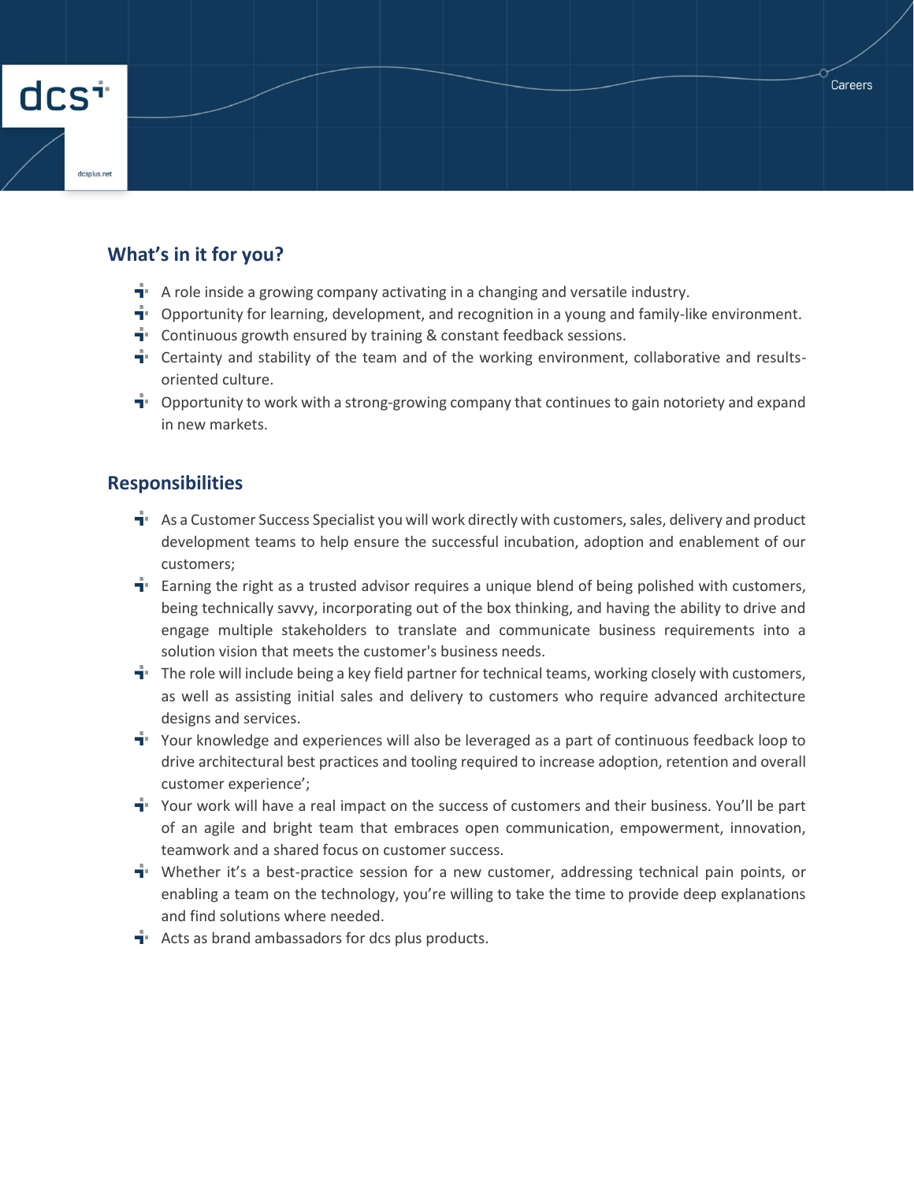## What's in it for you?

- A role inside a growing company activating in a changing and versatile industry.
- Opportunity for learning, development, and recognition in a young and family-like environment.
- Continuous growth ensured by training & constant feedback sessions.
- Certainty and stability of the team and of the working environment, collaborative and results-oriented culture.
- Opportunity to work with a strong-growing company that continues to gain notoriety and expand in new markets.

## Responsibilities

- As a Customer Success Specialist you will work directly with customers, sales, delivery and product development teams to help ensure the successful incubation, adoption and enablement of our customers;
- Earning the right as a trusted advisor requires a unique blend of being polished with customers, being technically savvy, incorporating out of the box thinking, and having the ability to drive and engage multiple stakeholders to translate and communicate business requirements into a solution vision that meets the customer's business needs.
- The role will include being a key field partner for technical teams, working closely with customers, as well as assisting initial sales and delivery to customers who require advanced architecture designs and services.
- Your knowledge and experiences will also be leveraged as a part of continuous feedback loop to drive architectural best practices and tooling required to increase adoption, retention and overall customer experience';
- Your work will have a real impact on the success of customers and their business. You'll be part of an agile and bright team that embraces open communication, empowerment, innovation, teamwork and a shared focus on customer success.
- Whether it's a best-practice session for a new customer, addressing technical pain points, or enabling a team on the technology, you're willing to take the time to provide deep explanations and find solutions where needed.
- Acts as brand ambassadors for dcs plus products.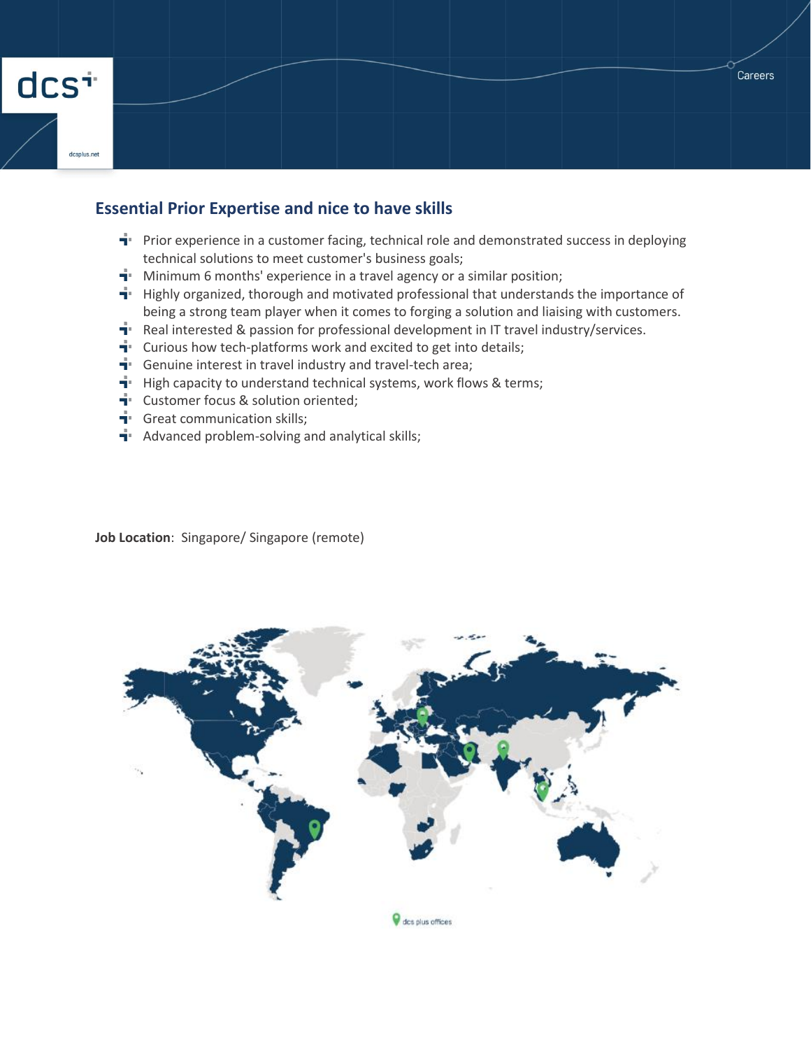## Essential Prior Expertise and nice to have skills

- Prior experience in a customer facing, technical role and demonstrated success in deploying technical solutions to meet customer's business goals;
- Minimum 6 months' experience in a travel agency or a similar position;
- Highly organized, thorough and motivated professional that understands the importance of being a strong team player when it comes to forging a solution and liaising with customers.
- Real interested & passion for professional development in IT travel industry/services.
- Curious how tech-platforms work and excited to get into details;
- Genuine interest in travel industry and travel-tech area;
- High capacity to understand technical systems, work flows & terms;
- Customer focus & solution oriented;
- Great communication skills;
- Advanced problem-solving and analytical skills;

**Job Location**: Singapore/ Singapore (remote)

dcs plus offices